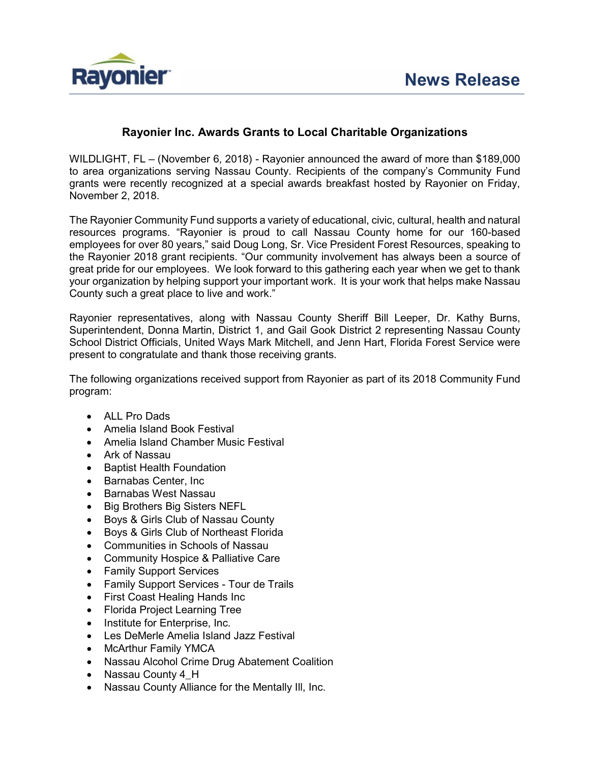Rayonier

News Release

## Rayonier Inc. Awards Grants to Local Charitable Organizations

WILDLIGHT, FL – (November 6, 2018) - Rayonier announced the award of more than $189,000 to area organizations serving Nassau County. Recipients of the company's Community Fund grants were recently recognized at a special awards breakfast hosted by Rayonier on Friday, November 2, 2018.

The Rayonier Community Fund supports a variety of educational, civic, cultural, health and natural resources programs. "Rayonier is proud to call Nassau County home for our 160-based employees for over 80 years," said Doug Long, Sr. Vice President Forest Resources, speaking to the Rayonier 2018 grant recipients. "Our community involvement has always been a source of great pride for our employees. We look forward to this gathering each year when we get to thank your organization by helping support your important work. It is your work that helps make Nassau County such a great place to live and work."

Rayonier representatives, along with Nassau County Sheriff Bill Leeper, Dr. Kathy Burns, Superintendent, Donna Martin, District 1, and Gail Gook District 2 representing Nassau County School District Officials, United Ways Mark Mitchell, and Jenn Hart, Florida Forest Service were present to congratulate and thank those receiving grants.

The following organizations received support from Rayonier as part of its 2018 Community Fund program:

- ALL Pro Dads
- Amelia Island Book Festival
- Amelia Island Chamber Music Festival
- Ark of Nassau
- Baptist Health Foundation
- Barnabas Center, Inc
- Barnabas West Nassau
- Big Brothers Big Sisters NEFL
- Boys & Girls Club of Nassau County
- Boys & Girls Club of Northeast Florida
- Communities in Schools of Nassau
- Community Hospice & Palliative Care
- Family Support Services
- Family Support Services - Tour de Trails
- First Coast Healing Hands Inc
- Florida Project Learning Tree
- Institute for Enterprise, Inc.
- Les DeMerle Amelia Island Jazz Festival
- McArthur Family YMCA
- Nassau Alcohol Crime Drug Abatement Coalition
- Nassau County 4_H
- Nassau County Alliance for the Mentally Ill, Inc.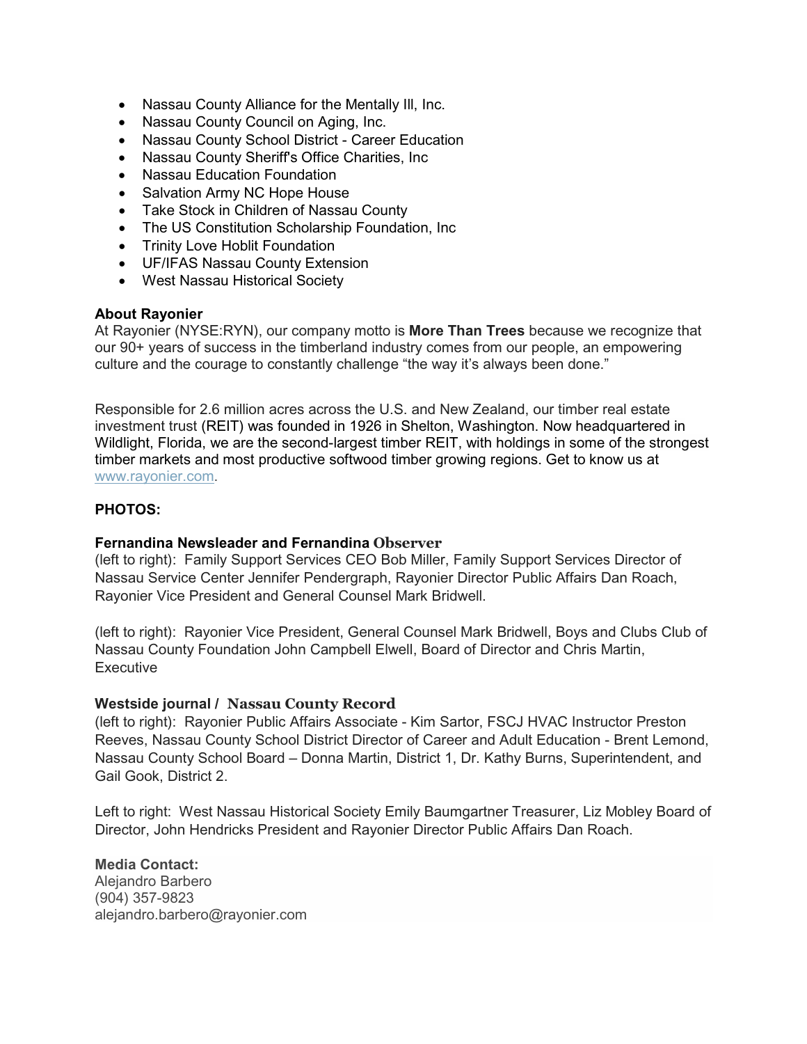- Nassau County Alliance for the Mentally Ill, Inc.
- Nassau County Council on Aging, Inc.
- Nassau County School District - Career Education
- Nassau County Sheriff's Office Charities, Inc
- Nassau Education Foundation
- Salvation Army NC Hope House
- Take Stock in Children of Nassau County
- The US Constitution Scholarship Foundation, Inc
- Trinity Love Hoblit Foundation
- UF/IFAS Nassau County Extension
- West Nassau Historical Society

**About Rayonier**

At Rayonier (NYSE:RYN), our company motto is **More Than Trees** because we recognize that our 90+ years of success in the timberland industry comes from our people, an empowering culture and the courage to constantly challenge "the way it's always been done."

Responsible for 2.6 million acres across the U.S. and New Zealand, our timber real estate investment trust (REIT) was founded in 1926 in Shelton, Washington. Now headquartered in Wildlight, Florida, we are the second-largest timber REIT, with holdings in some of the strongest timber markets and most productive softwood timber growing regions. Get to know us at www.rayonier.com.

**PHOTOS:**

**Fernandina Newsleader and Fernandina Observer**

(left to right): Family Support Services CEO Bob Miller, Family Support Services Director of Nassau Service Center Jennifer Pendergraph, Rayonier Director Public Affairs Dan Roach, Rayonier Vice President and General Counsel Mark Bridwell.

(left to right): Rayonier Vice President, General Counsel Mark Bridwell, Boys and Clubs Club of Nassau County Foundation John Campbell Elwell, Board of Director and Chris Martin, Executive

**Westside journal / Nassau County Record**

(left to right): Rayonier Public Affairs Associate - Kim Sartor, FSCJ HVAC Instructor Preston Reeves, Nassau County School District Director of Career and Adult Education - Brent Lemond, Nassau County School Board – Donna Martin, District 1, Dr. Kathy Burns, Superintendent, and Gail Gook, District 2.

Left to right: West Nassau Historical Society Emily Baumgartner Treasurer, Liz Mobley Board of Director, John Hendricks President and Rayonier Director Public Affairs Dan Roach.

**Media Contact:**
Alejandro Barbero
(904) 357-9823
alejandro.barbero@rayonier.com